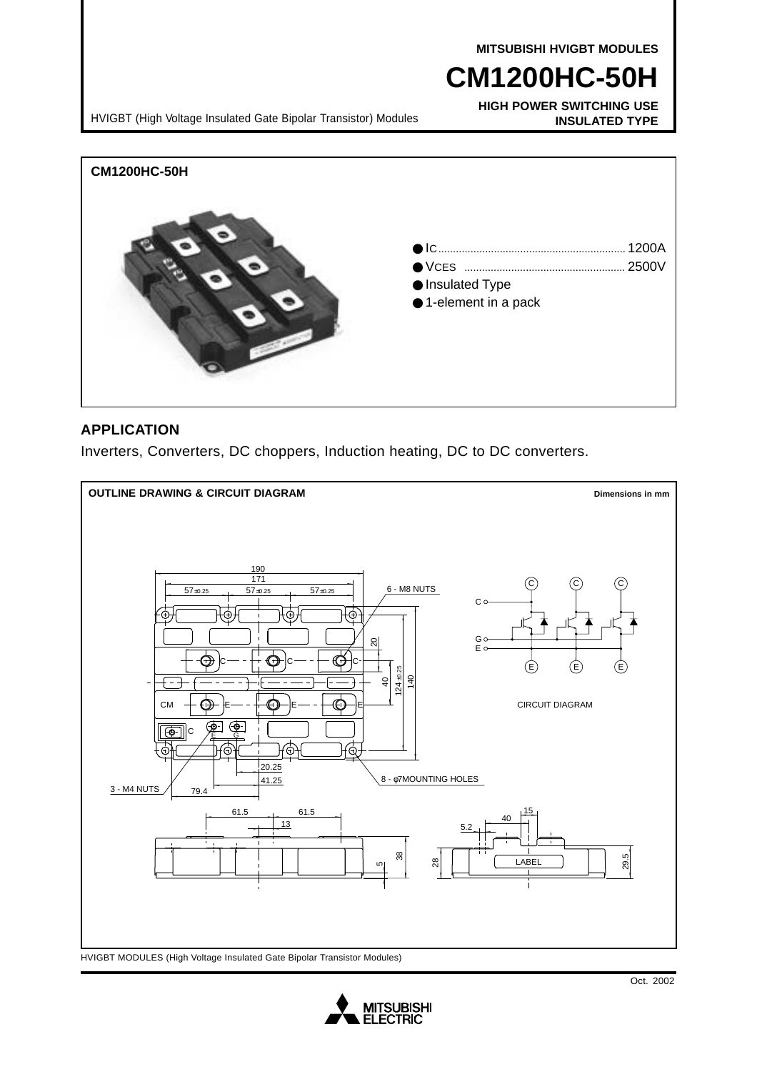MITSUBISHI HVIGBT MODULES

# CM1200HC-50H

HIGH POWER SWITCHING USE
INSULATED TYPE

HVIGBT (High Voltage Insulated Gate Bipolar Transistor) Modules

## CM1200HC-50H

- $I_C$ .......................................................... 1200A
- $V_{CES}$ ..................................................... 2500V
- Insulated Type
- 1-element in a pack

## APPLICATION

Inverters, Converters, DC choppers, Induction heating, DC to DC converters.

## OUTLINE DRAWING & CIRCUIT DIAGRAM

Dimensions in mm

190
171
57±0.25
57±0.25
57±0.25
6 - M8 NUTS
20
40
124±0.25
140
C
C
C
CM
E
E
E
C
E
G
20.25
41.25
79.4
3 - M4 NUTS
8 - φ7MOUNTING HOLES
61.5
61.5
13
38
5
40
15
5.2
28
LABEL
29.5

C
G
E
C C C
E E E

CIRCUIT DIAGRAM

HVIGBT MODULES (High Voltage Insulated Gate Bipolar Transistor Modules)

Oct. 2002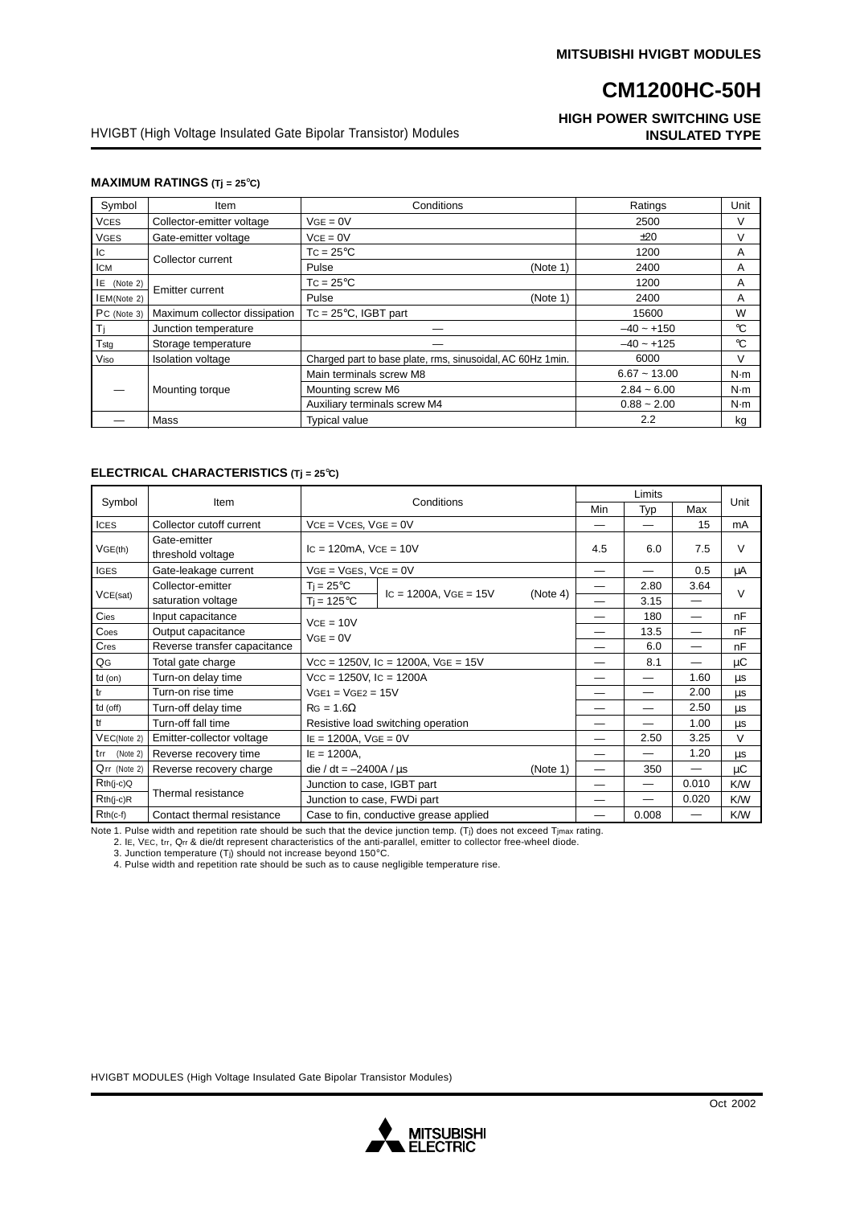# CM1200HC-50H

**MITSUBISHI HVIGBT MODULES**

**HIGH POWER SWITCHING USE**
**INSULATED TYPE**

HVIGBT (High Voltage Insulated Gate Bipolar Transistor) Modules

### MAXIMUM RATINGS ($T_j = 25°C$)

| Symbol | Item | Conditions | Ratings | Unit |
|---|---|---|---|---|
| $V_{CES}$ | Collector-emitter voltage | $V_{GE} = 0V$ | 2500 | V |
| $V_{GES}$ | Gate-emitter voltage | $V_{CE} = 0V$ | ±20 | V |
| $I_C$ | Collector current | $T_C = 25°C$ | 1200 | A |
| $I_{CM}$ | | Pulse (Note 1) | 2400 | A |
| $I_E$ (Note 2) | Emitter current | $T_C = 25°C$ | 1200 | A |
| $I_{EM}$ (Note 2) | | Pulse (Note 1) | 2400 | A |
| $P_C$ (Note 3) | Maximum collector dissipation | $T_C = 25°C$, IGBT part | 15600 | W |
| $T_j$ | Junction temperature | — | –40 ~ +150 | °C |
| $T_{stg}$ | Storage temperature | — | –40 ~ +125 | °C |
| $V_{iso}$ | Isolation voltage | Charged part to base plate, rms, sinusoidal, AC 60Hz 1min. | 6000 | V |
| — | Mounting torque | Main terminals screw M8 | 6.67 ~ 13.00 | N·m |
| | | Mounting screw M6 | 2.84 ~ 6.00 | N·m |
| | | Auxiliary terminals screw M4 | 0.88 ~ 2.00 | N·m |
| — | Mass | Typical value | 2.2 | kg |

### ELECTRICAL CHARACTERISTICS ($T_j = 25°C$)

| Symbol | Item | Conditions | Limits Min | Limits Typ | Limits Max | Unit |
|---|---|---|---|---|---|---|
| $I_{CES}$ | Collector cutoff current | $V_{CE} = V_{CES}$, $V_{GE} = 0V$ | — | — | 15 | mA |
| $V_{GE(th)}$ | Gate-emitter threshold voltage | $I_C = 120mA$, $V_{CE} = 10V$ | 4.5 | 6.0 | 7.5 | V |
| $I_{GES}$ | Gate-leakage current | $V_{GE} = V_{GES}$, $V_{CE} = 0V$ | — | — | 0.5 | μA |
| $V_{CE(sat)}$ | Collector-emitter saturation voltage | $T_j = 25°C$, $I_C = 1200A$, $V_{GE} = 15V$ (Note 4) | — | 2.80 | 3.64 | V |
| | | $T_j = 125°C$, $I_C = 1200A$, $V_{GE} = 15V$ (Note 4) | — | 3.15 | — | |
| $C_{ies}$ | Input capacitance | $V_{CE} = 10V$, $V_{GE} = 0V$ | — | 180 | — | nF |
| $C_{oes}$ | Output capacitance | | — | 13.5 | — | nF |
| $C_{res}$ | Reverse transfer capacitance | | — | 6.0 | — | nF |
| $Q_G$ | Total gate charge | $V_{CC} = 1250V$, $I_C = 1200A$, $V_{GE} = 15V$ | — | 8.1 | — | μC |
| $t_{d(on)}$ | Turn-on delay time | $V_{CC} = 1250V$, $I_C = 1200A$, $V_{GE1} = V_{GE2} = 15V$, $R_G = 1.6Ω$, Resistive load switching operation | — | — | 1.60 | μs |
| $t_r$ | Turn-on rise time | | — | — | 2.00 | μs |
| $t_{d(off)}$ | Turn-off delay time | | — | — | 2.50 | μs |
| $t_f$ | Turn-off fall time | | — | — | 1.00 | μs |
| $V_{EC}$ (Note 2) | Emitter-collector voltage | $I_E = 1200A$, $V_{GE} = 0V$ | — | 2.50 | 3.25 | V |
| $t_{rr}$ (Note 2) | Reverse recovery time | $I_E = 1200A$, die / dt = –2400A / μs (Note 1) | — | — | 1.20 | μs |
| $Q_{rr}$ (Note 2) | Reverse recovery charge | | — | 350 | — | μC |
| $R_{th(j-c)Q}$ | Thermal resistance | Junction to case, IGBT part | — | — | 0.010 | K/W |
| $R_{th(j-c)R}$ | | Junction to case, FWDi part | — | — | 0.020 | K/W |
| $R_{th(c-f)}$ | Contact thermal resistance | Case to fin, conductive grease applied | — | 0.008 | — | K/W |

Note 1. Pulse width and repetition rate should be such that the device junction temp. ($T_j$) does not exceed $T_{jmax}$ rating.
2. $I_E$, $V_{EC}$, $t_{rr}$, $Q_{rr}$ & die/dt represent characteristics of the anti-parallel, emitter to collector free-wheel diode.
3. Junction temperature ($T_j$) should not increase beyond 150°C.
4. Pulse width and repetition rate should be such as to cause negligible temperature rise.

HVIGBT MODULES (High Voltage Insulated Gate Bipolar Transistor Modules)

Oct 2002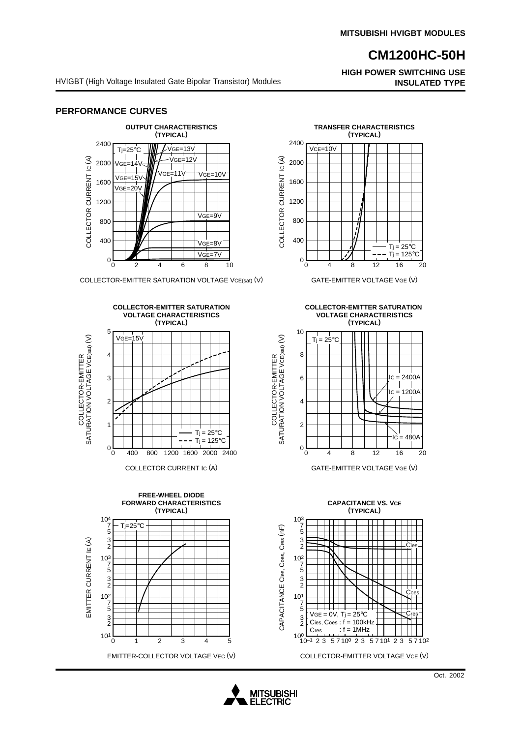MITSUBISHI HVIGBT MODULES

# CM1200HC-50H

HVIGBT (High Voltage Insulated Gate Bipolar Transistor) Modules

**HIGH POWER SWITCHING USE**
**INSULATED TYPE**

## PERFORMANCE CURVES

**OUTPUT CHARACTERISTICS (TYPICAL)**

Tj=25°C
VGE=13V
VGE=12V
VGE=14V
VGE=11V
VGE=10V
VGE=15V
VGE=20V
VGE=9V
VGE=8V
VGE=7V

COLLECTOR CURRENT IC (A)
0, 400, 800, 1200, 1600, 2000, 2400
0, 2, 4, 6, 8, 10
COLLECTOR-EMITTER SATURATION VOLTAGE VCE(sat) (V)

**TRANSFER CHARACTERISTICS (TYPICAL)**

VCE=10V
Tj = 25°C
Tj = 125°C

COLLECTOR CURRENT IC (A)
0, 400, 800, 1200, 1600, 2000, 2400
0, 4, 8, 12, 16, 20
GATE-EMITTER VOLTAGE VGE (V)

**COLLECTOR-EMITTER SATURATION VOLTAGE CHARACTERISTICS (TYPICAL)**

VGE=15V
Tj = 25°C
Tj = 125°C

COLLECTOR-EMITTER SATURATION VOLTAGE VCE(sat) (V)
0, 1, 2, 3, 4, 5
0, 400, 800, 1200, 1600, 2000, 2400
COLLECTOR CURRENT IC (A)

**COLLECTOR-EMITTER SATURATION VOLTAGE CHARACTERISTICS (TYPICAL)**

Tj = 25°C
IC = 2400A
IC = 1200A
IC = 480A

COLLECTOR-EMITTER SATURATION VOLTAGE VCE(sat) (V)
0, 2, 4, 6, 8, 10
0, 4, 8, 12, 16, 20
GATE-EMITTER VOLTAGE VGE (V)

**FREE-WHEEL DIODE FORWARD CHARACTERISTICS (TYPICAL)**

Tj=25°C

EMITTER CURRENT IE (A)
$10^1$, 2, 3, 5, 7, $10^2$, 2, 3, 5, 7, $10^3$, 2, 3, 5, 7, $10^4$
0, 1, 2, 3, 4, 5
EMITTER-COLLECTOR VOLTAGE VEC (V)

**CAPACITANCE VS. VCE (TYPICAL)**

Cies
Coes
Cres
VGE = 0V, Tj = 25°C
Cies, Coes : f = 100kHz
Cres : f = 1MHz

CAPACITANCE Cies, Coes, Cres (nF)
$10^0$, 2, 3, 5, 7, $10^1$, 2, 3, 5, 7, $10^2$, 2, 3, 5, 7, $10^3$
$10^{-1}$ 2 3 5 7 $10^0$ 2 3 5 7 $10^1$ 2 3 5 7 $10^2$
COLLECTOR-EMITTER VOLTAGE VCE (V)

Oct. 2002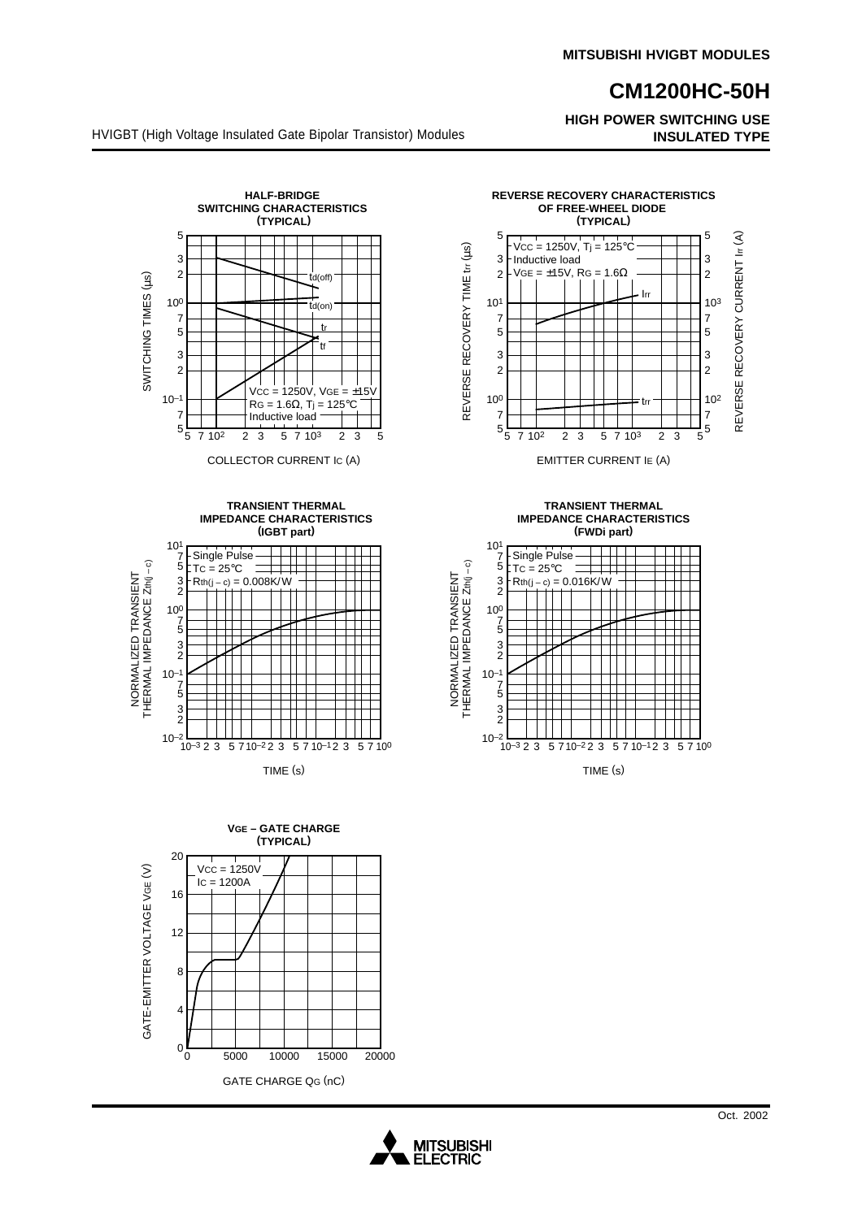MITSUBISHI HVIGBT MODULES

# CM1200HC-50H

HIGH POWER SWITCHING USE
INSULATED TYPE

HVIGBT (High Voltage Insulated Gate Bipolar Transistor) Modules

**HALF-BRIDGE SWITCHING CHARACTERISTICS (TYPICAL)**

SWITCHING TIMES (µs)

COLLECTOR CURRENT $I_C$ (A)

$t_{d(off)}$, $t_{d(on)}$, $t_r$, $t_f$

$V_{CC}$ = 1250V, $V_{GE}$ = ±15V
$R_G$ = 1.6Ω, $T_j$ = 125°C
Inductive load

5, 3, 2, $10^0$, 7, 5, 3, 2, $10^{-1}$, 7, 5

5 7 $10^2$ 2 3 5 7 $10^3$ 2 3 5

**REVERSE RECOVERY CHARACTERISTICS OF FREE-WHEEL DIODE (TYPICAL)**

REVERSE RECOVERY TIME $t_{rr}$ (µs)

REVERSE RECOVERY CURRENT $I_{rr}$ (A)

EMITTER CURRENT $I_E$ (A)

$V_{CC}$ = 1250V, $T_j$ = 125°C
Inductive load
$V_{GE}$ = ±15V, $R_G$ = 1.6Ω

$I_{rr}$, $t_{rr}$

5, 3, 2, $10^1$, 7, 5, 3, 2, $10^0$, 7, 5

5, 3, 2, $10^3$, 7, 5, 3, 2, $10^2$, 7, 5

5 7 $10^2$ 2 3 5 7 $10^3$ 2 3 5

**TRANSIENT THERMAL IMPEDANCE CHARACTERISTICS (IGBT part)**

NORMALIZED TRANSIENT THERMAL IMPEDANCE $Z_{th(j-c)}$

TIME (s)

Single Pulse
$T_C$ = 25°C
$R_{th(j-c)}$ = 0.008K/W

$10^1$, 7, 5, 3, 2, $10^0$, 7, 5, 3, 2, $10^{-1}$, 7, 5, 3, 2, $10^{-2}$

$10^{-3}$ 2 3 5 7 $10^{-2}$ 2 3 5 7 $10^{-1}$ 2 3 5 7 $10^0$

**TRANSIENT THERMAL IMPEDANCE CHARACTERISTICS (FWDi part)**

NORMALIZED TRANSIENT THERMAL IMPEDANCE $Z_{th(j-c)}$

TIME (s)

Single Pulse
$T_C$ = 25°C
$R_{th(j-c)}$ = 0.016K/W

$10^1$, 7, 5, 3, 2, $10^0$, 7, 5, 3, 2, $10^{-1}$, 7, 5, 3, 2, $10^{-2}$

$10^{-3}$ 2 3 5 7 $10^{-2}$ 2 3 5 7 $10^{-1}$ 2 3 5 7 $10^0$

**$V_{GE}$ – GATE CHARGE (TYPICAL)**

GATE-EMITTER VOLTAGE $V_{GE}$ (V)

GATE CHARGE $Q_G$ (nC)

$V_{CC}$ = 1250V
$I_C$ = 1200A

20, 16, 12, 8, 4, 0

0 5000 10000 15000 20000

Oct. 2002